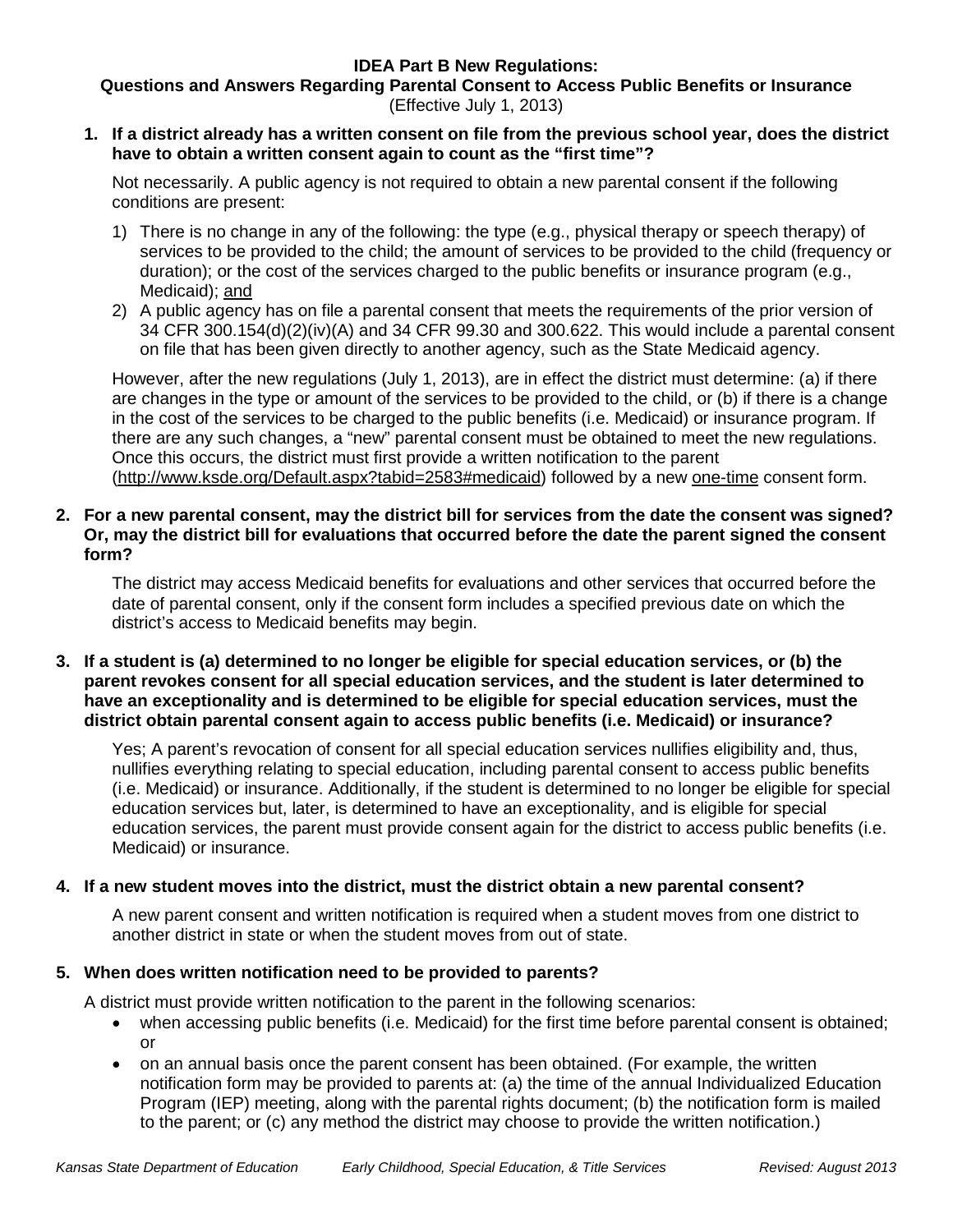**IDEA Part B New Regulations:**
**Questions and Answers Regarding Parental Consent to Access Public Benefits or Insurance**
(Effective July 1, 2013)

**1. If a district already has a written consent on file from the previous school year, does the district have to obtain a written consent again to count as the "first time"?**

Not necessarily. A public agency is not required to obtain a new parental consent if the following conditions are present:

1) There is no change in any of the following: the type (e.g., physical therapy or speech therapy) of services to be provided to the child; the amount of services to be provided to the child (frequency or duration); or the cost of the services charged to the public benefits or insurance program (e.g., Medicaid); <u>and</u>
2) A public agency has on file a parental consent that meets the requirements of the prior version of 34 CFR 300.154(d)(2)(iv)(A) and 34 CFR 99.30 and 300.622. This would include a parental consent on file that has been given directly to another agency, such as the State Medicaid agency.

However, after the new regulations (July 1, 2013), are in effect the district must determine: (a) if there are changes in the type or amount of the services to be provided to the child, or (b) if there is a change in the cost of the services to be charged to the public benefits (i.e. Medicaid) or insurance program. If there are any such changes, a "new" parental consent must be obtained to meet the new regulations. Once this occurs, the district must first provide a written notification to the parent (http://www.ksde.org/Default.aspx?tabid=2583#medicaid) followed by a new <u>one-time</u> consent form.

**2. For a new parental consent, may the district bill for services from the date the consent was signed? Or, may the district bill for evaluations that occurred before the date the parent signed the consent form?**

The district may access Medicaid benefits for evaluations and other services that occurred before the date of parental consent, only if the consent form includes a specified previous date on which the district's access to Medicaid benefits may begin.

**3. If a student is (a) determined to no longer be eligible for special education services, or (b) the parent revokes consent for all special education services, and the student is later determined to have an exceptionality and is determined to be eligible for special education services, must the district obtain parental consent again to access public benefits (i.e. Medicaid) or insurance?**

Yes; A parent's revocation of consent for all special education services nullifies eligibility and, thus, nullifies everything relating to special education, including parental consent to access public benefits (i.e. Medicaid) or insurance. Additionally, if the student is determined to no longer be eligible for special education services but, later, is determined to have an exceptionality, and is eligible for special education services, the parent must provide consent again for the district to access public benefits (i.e. Medicaid) or insurance.

**4. If a new student moves into the district, must the district obtain a new parental consent?**

A new parent consent and written notification is required when a student moves from one district to another district in state or when the student moves from out of state.

**5. When does written notification need to be provided to parents?**

A district must provide written notification to the parent in the following scenarios:

- when accessing public benefits (i.e. Medicaid) for the first time before parental consent is obtained; or
- on an annual basis once the parent consent has been obtained. (For example, the written notification form may be provided to parents at: (a) the time of the annual Individualized Education Program (IEP) meeting, along with the parental rights document; (b) the notification form is mailed to the parent; or (c) any method the district may choose to provide the written notification.)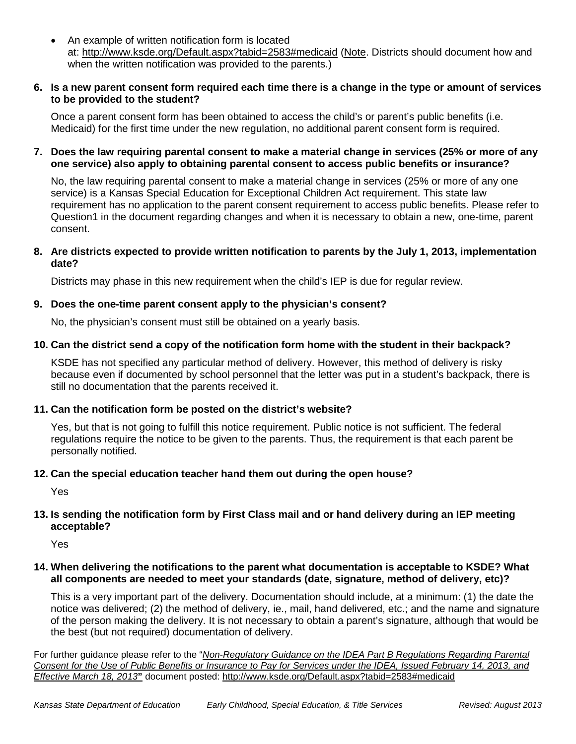- An example of written notification form is located at: http://www.ksde.org/Default.aspx?tabid=2583#medicaid (Note. Districts should document how and when the written notification was provided to the parents.)

**6. Is a new parent consent form required each time there is a change in the type or amount of services to be provided to the student?**

Once a parent consent form has been obtained to access the child's or parent's public benefits (i.e. Medicaid) for the first time under the new regulation, no additional parent consent form is required.

**7. Does the law requiring parental consent to make a material change in services (25% or more of any one service) also apply to obtaining parental consent to access public benefits or insurance?**

No, the law requiring parental consent to make a material change in services (25% or more of any one service) is a Kansas Special Education for Exceptional Children Act requirement. This state law requirement has no application to the parent consent requirement to access public benefits. Please refer to Question1 in the document regarding changes and when it is necessary to obtain a new, one-time, parent consent.

**8. Are districts expected to provide written notification to parents by the July 1, 2013, implementation date?**

Districts may phase in this new requirement when the child's IEP is due for regular review.

**9. Does the one-time parent consent apply to the physician's consent?**

No, the physician's consent must still be obtained on a yearly basis.

**10. Can the district send a copy of the notification form home with the student in their backpack?**

KSDE has not specified any particular method of delivery. However, this method of delivery is risky because even if documented by school personnel that the letter was put in a student's backpack, there is still no documentation that the parents received it.

**11. Can the notification form be posted on the district's website?**

Yes, but that is not going to fulfill this notice requirement. Public notice is not sufficient. The federal regulations require the notice to be given to the parents. Thus, the requirement is that each parent be personally notified.

**12. Can the special education teacher hand them out during the open house?**

Yes

**13. Is sending the notification form by First Class mail and or hand delivery during an IEP meeting acceptable?**

Yes

**14. When delivering the notifications to the parent what documentation is acceptable to KSDE? What all components are needed to meet your standards (date, signature, method of delivery, etc)?**

This is a very important part of the delivery. Documentation should include, at a minimum: (1) the date the notice was delivered; (2) the method of delivery, ie., mail, hand delivered, etc.; and the name and signature of the person making the delivery. It is not necessary to obtain a parent's signature, although that would be the best (but not required) documentation of delivery.

For further guidance please refer to the "*Non-Regulatory Guidance on the IDEA Part B Regulations Regarding Parental Consent for the Use of Public Benefits or Insurance to Pay for Services under the IDEA, Issued February 14, 2013, and Effective March 18, 2013*" document posted: http://www.ksde.org/Default.aspx?tabid=2583#medicaid

*Kansas State Department of Education — Early Childhood, Special Education, & Title Services — Revised: August 2013*